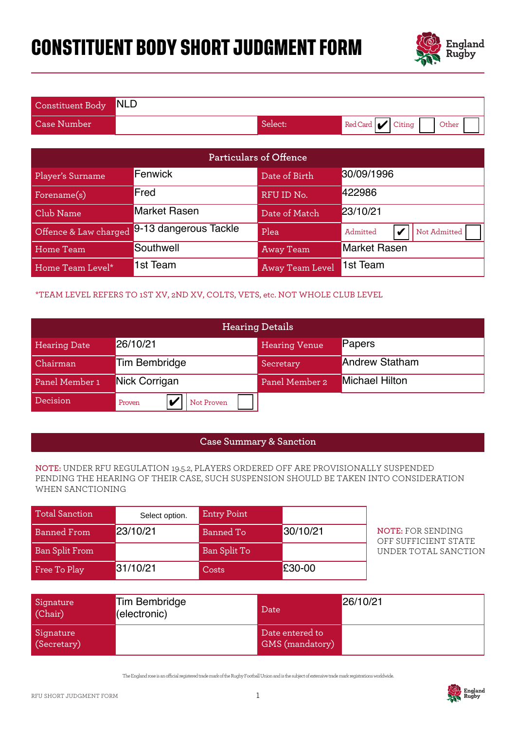# CONSTITUENT BODY SHORT JUDGMENT FORM

| Constituent Body | NLD | | |
|---|---|---|---|
| Case Number | | Select: | Red Card ✔ Citing ☐ Other ☐ |

| Particulars of Offence | | | |
|---|---|---|---|
| Player's Surname | Fenwick | Date of Birth | 30/09/1996 |
| Forename(s) | Fred | RFU ID No. | 422986 |
| Club Name | Market Rasen | Date of Match | 23/10/21 |
| Offence & Law charged | 9-13 dangerous Tackle | Plea | Admitted ✔ Not Admitted ☐ |
| Home Team | Southwell | Away Team | Market Rasen |
| Home Team Level* | 1st Team | Away Team Level | 1st Team |

*TEAM LEVEL REFERS TO 1ST XV, 2ND XV, COLTS, VETS, etc. NOT WHOLE CLUB LEVEL

| Hearing Details | | | |
|---|---|---|---|
| Hearing Date | 26/10/21 | Hearing Venue | Papers |
| Chairman | Tim Bembridge | Secretary | Andrew Statham |
| Panel Member 1 | Nick Corrigan | Panel Member 2 | Michael Hilton |
| Decision | Proven ✔ Not Proven ☐ | | |

## Case Summary & Sanction

**NOTE:** UNDER RFU REGULATION 19.5.2, PLAYERS ORDERED OFF ARE PROVISIONALLY SUSPENDED PENDING THE HEARING OF THEIR CASE, SUCH SUSPENSION SHOULD BE TAKEN INTO CONSIDERATION WHEN SANCTIONING

| Total Sanction | Select option. | Entry Point | |
|---|---|---|---|
| Banned From | 23/10/21 | Banned To | 30/10/21 |
| Ban Split From | | Ban Split To | |
| Free To Play | 31/10/21 | Costs | £30-00 |

**NOTE:** FOR SENDING OFF SUFFICIENT STATE UNDER TOTAL SANCTION

| Signature (Chair) | Tim Bembridge (electronic) | Date | 26/10/21 |
|---|---|---|---|
| Signature (Secretary) | | Date entered to GMS (mandatory) | |

The England rose is an official registered trade mark of the Rugby Football Union and is the subject of extensive trade mark registrations worldwide.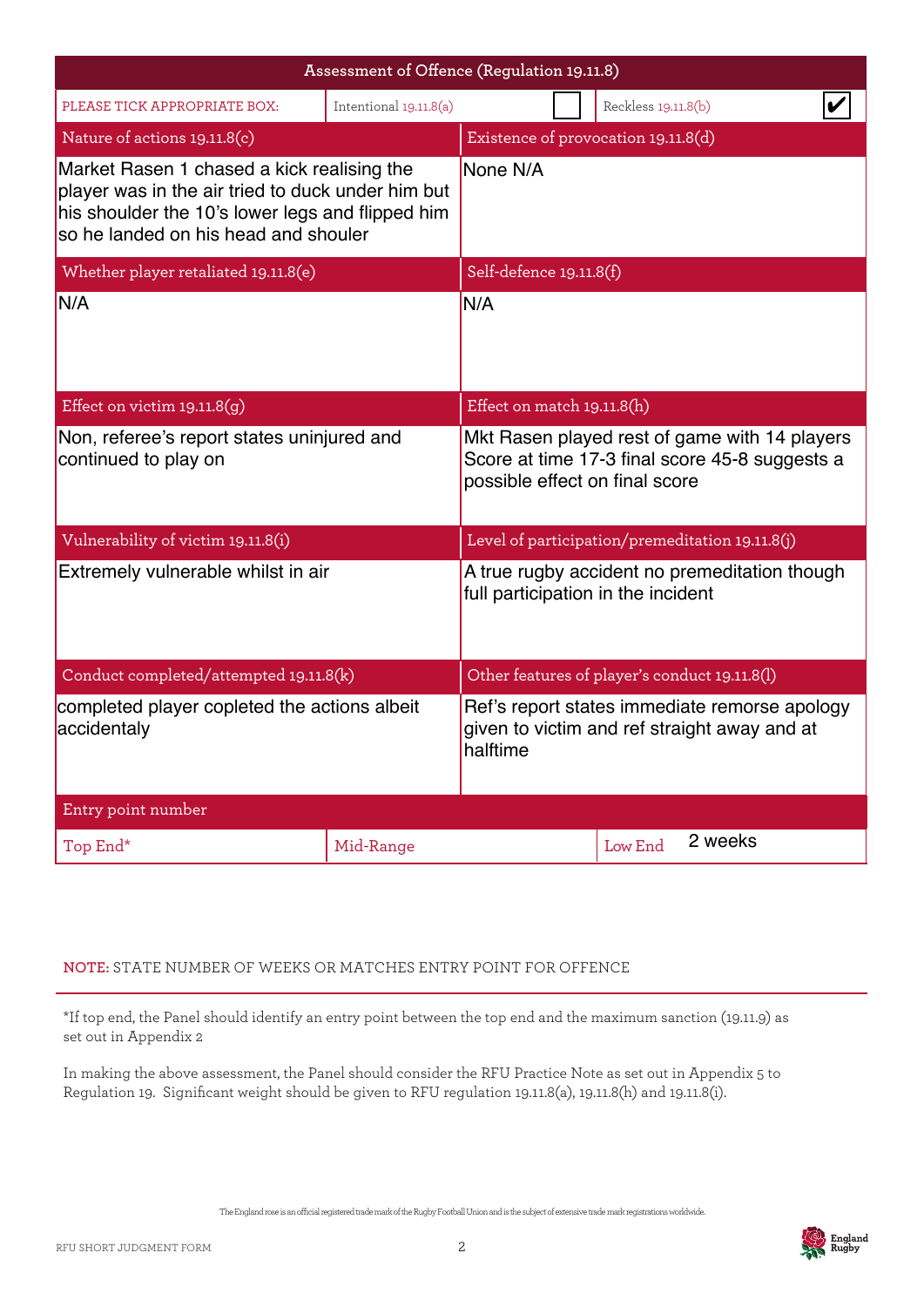## Assessment of Offence (Regulation 19.11.8)

| PLEASE TICK APPROPRIATE BOX: | Intentional 19.11.8(a) | ☐ | Reckless 19.11.8(b) | ☑ |
|---|---|---|---|---|

| Nature of actions 19.11.8(c) | Existence of provocation 19.11.8(d) |
|---|---|
| Market Rasen 1 chased a kick realising the player was in the air tried to duck under him but his shoulder the 10's lower legs and flipped him so he landed on his head and shouler | None N/A |
| **Whether player retaliated 19.11.8(e)** | **Self-defence 19.11.8(f)** |
| N/A | N/A |
| **Effect on victim 19.11.8(g)** | **Effect on match 19.11.8(h)** |
| Non, referee's report states uninjured and continued to play on | Mkt Rasen played rest of game with 14 players Score at time 17-3 final score 45-8 suggests a possible effect on final score |
| **Vulnerability of victim 19.11.8(i)** | **Level of participation/premeditation 19.11.8(j)** |
| Extremely vulnerable whilst in air | A true rugby accident no premeditation though full participation in the incident |
| **Conduct completed/attempted 19.11.8(k)** | **Other features of player's conduct 19.11.8(l)** |
| completed player copleted the actions albeit accidentaly | Ref's report states immediate remorse apology given to victim and ref straight away and at halftime |

| Entry point number | | |
|---|---|---|
| Top End* | Mid-Range | Low End 2 weeks |

**NOTE:** STATE NUMBER OF WEEKS OR MATCHES ENTRY POINT FOR OFFENCE

*If top end, the Panel should identify an entry point between the top end and the maximum sanction (19.11.9) as set out in Appendix 2

In making the above assessment, the Panel should consider the RFU Practice Note as set out in Appendix 5 to Regulation 19. Significant weight should be given to RFU regulation 19.11.8(a), 19.11.8(h) and 19.11.8(i).

The England rose is an official registered trade mark of the Rugby Football Union and is the subject of extensive trade mark registrations worldwide.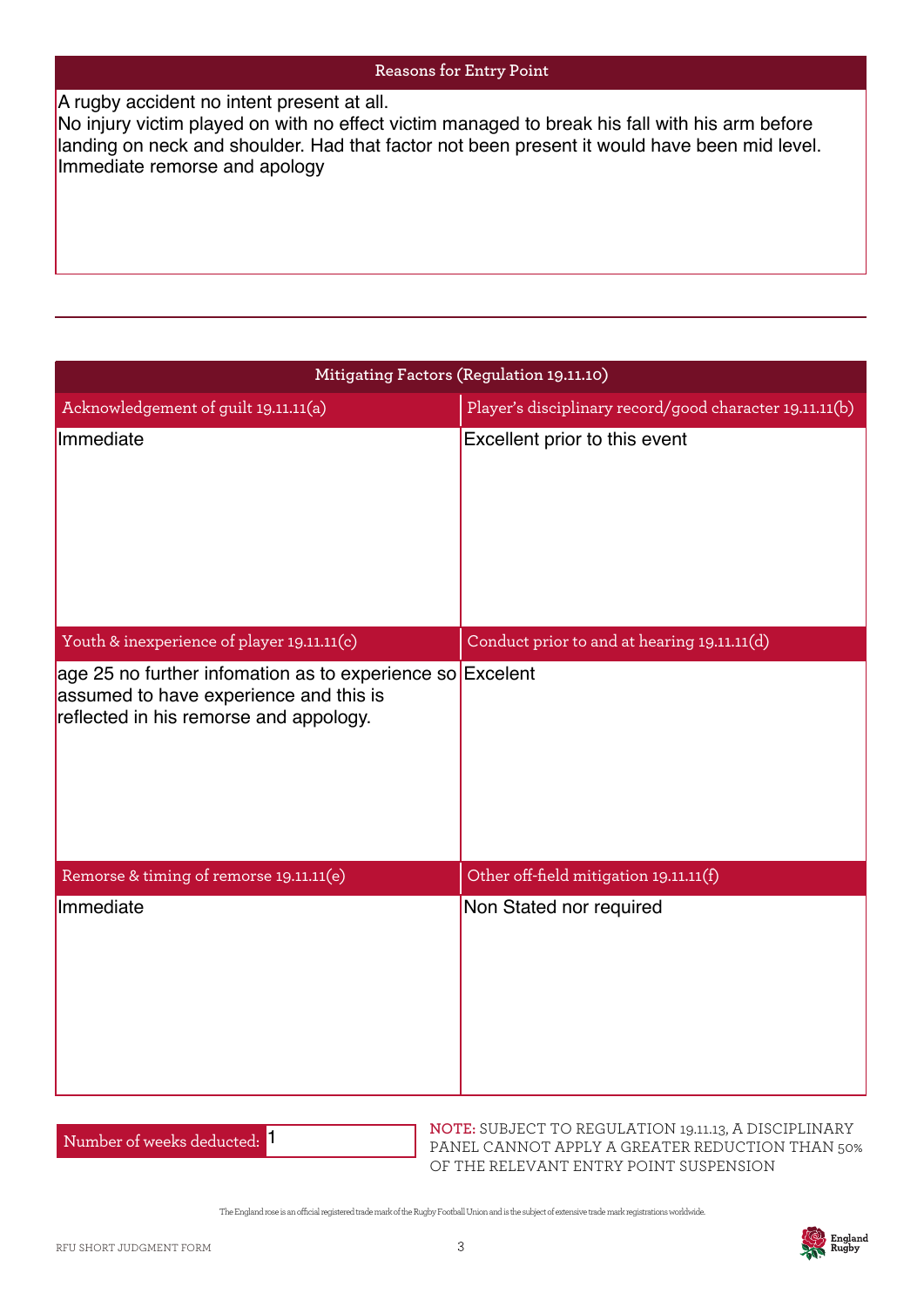## Reasons for Entry Point

A rugby accident no intent present at all.
No injury victim played on with no effect victim managed to break his fall with his arm before landing on neck and shoulder. Had that factor not been present it would have been mid level.
Immediate remorse and apology

## Mitigating Factors (Regulation 19.11.10)

| Acknowledgement of guilt 19.11.11(a) | Player's disciplinary record/good character 19.11.11(b) |
|---|---|
| Immediate | Excellent prior to this event |
| **Youth & inexperience of player 19.11.11(c)** | **Conduct prior to and at hearing 19.11.11(d)** |
| age 25 no further infomation as to experience so assumed to have experience and this is reflected in his remorse and appology. | Excelent |
| **Remorse & timing of remorse 19.11.11(e)** | **Other off-field mitigation 19.11.11(f)** |
| Immediate | Non Stated nor required |

Number of weeks deducted: 1

**NOTE:** SUBJECT TO REGULATION 19.11.13, A DISCIPLINARY PANEL CANNOT APPLY A GREATER REDUCTION THAN 50% OF THE RELEVANT ENTRY POINT SUSPENSION

The England rose is an official registered trade mark of the Rugby Football Union and is the subject of extensive trade mark registrations worldwide.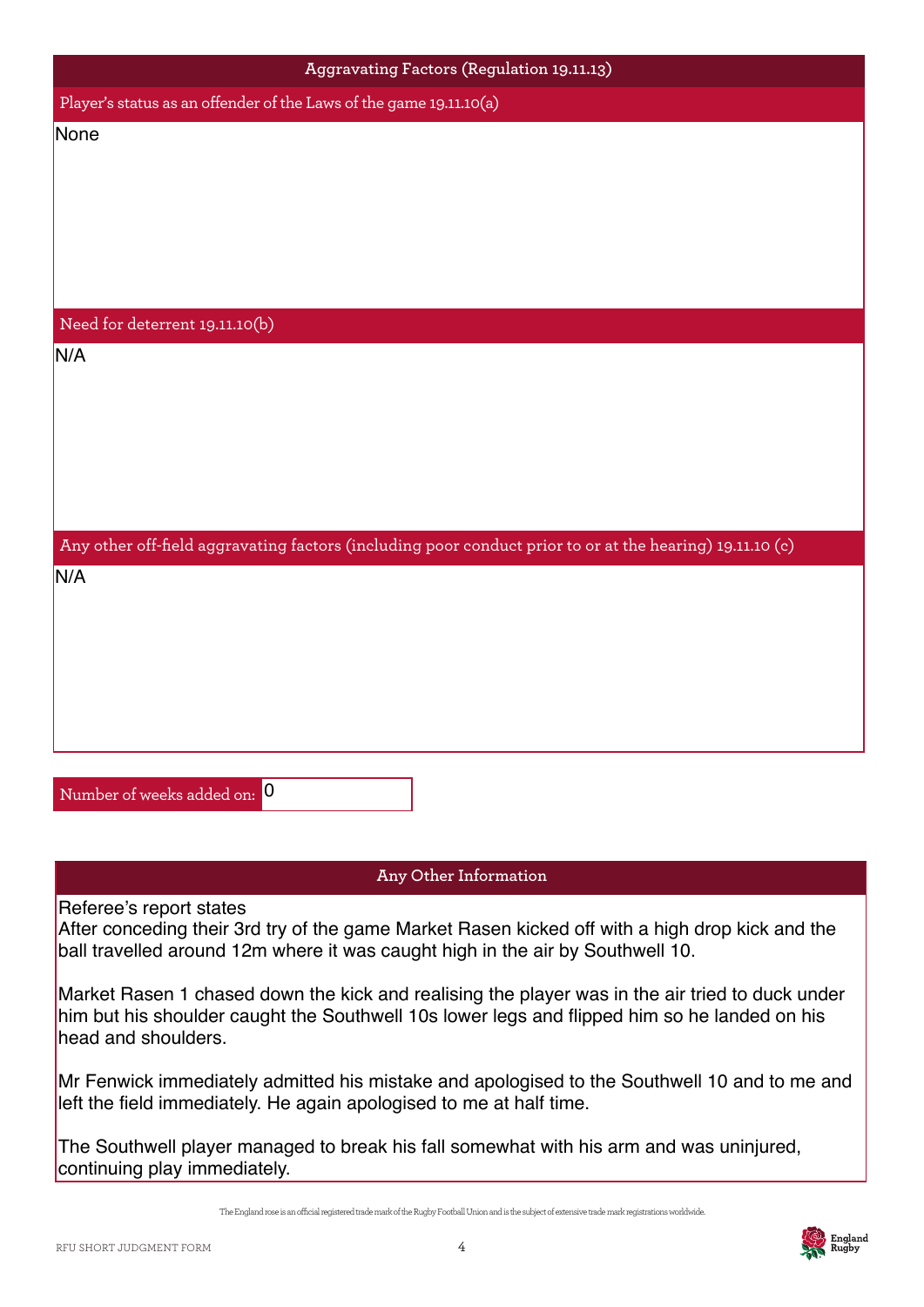## Aggravating Factors (Regulation 19.11.13)

### Player's status as an offender of the Laws of the game 19.11.10(a)

None

### Need for deterrent 19.11.10(b)

N/A

### Any other off-field aggravating factors (including poor conduct prior to or at the hearing) 19.11.10 (c)

N/A

Number of weeks added on: 0

## Any Other Information

Referee's report states
After conceding their 3rd try of the game Market Rasen kicked off with a high drop kick and the ball travelled around 12m where it was caught high in the air by Southwell 10.

Market Rasen 1 chased down the kick and realising the player was in the air tried to duck under him but his shoulder caught the Southwell 10s lower legs and flipped him so he landed on his head and shoulders.

Mr Fenwick immediately admitted his mistake and apologised to the Southwell 10 and to me and left the field immediately. He again apologised to me at half time.

The Southwell player managed to break his fall somewhat with his arm and was uninjured, continuing play immediately.

The England rose is an official registered trade mark of the Rugby Football Union and is the subject of extensive trade mark registrations worldwide.